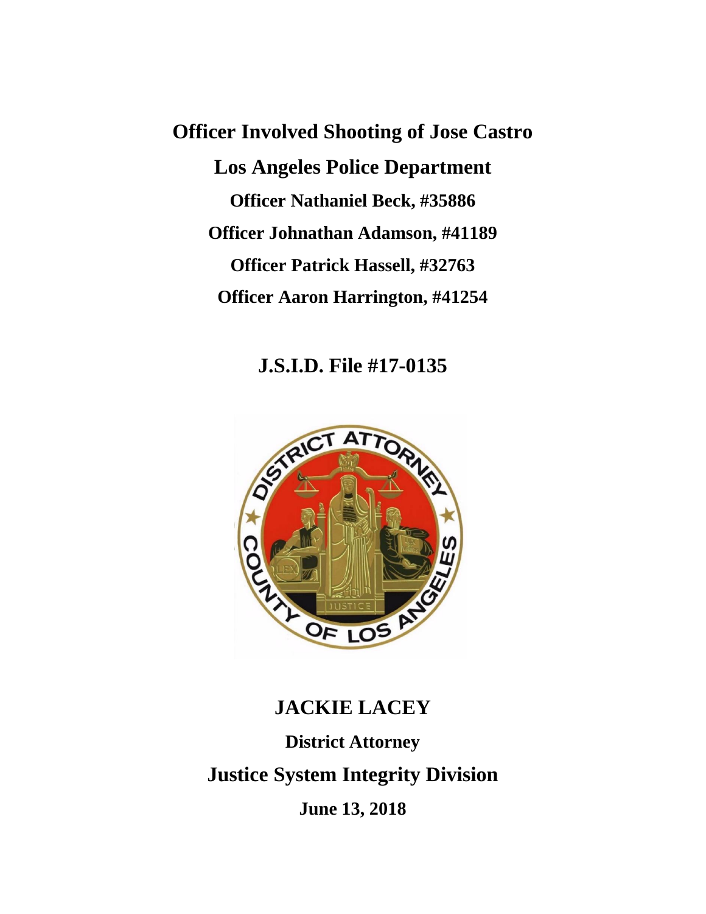# Officer Involved Shooting of Jose Castro

## Los Angeles Police Department

**Officer Nathaniel Beck, #35886**

**Officer Johnathan Adamson, #41189**

**Officer Patrick Hassell, #32763**

**Officer Aaron Harrington, #41254**

## J.S.I.D. File #17-0135

## JACKIE LACEY

**District Attorney**

## Justice System Integrity Division

**June 13, 2018**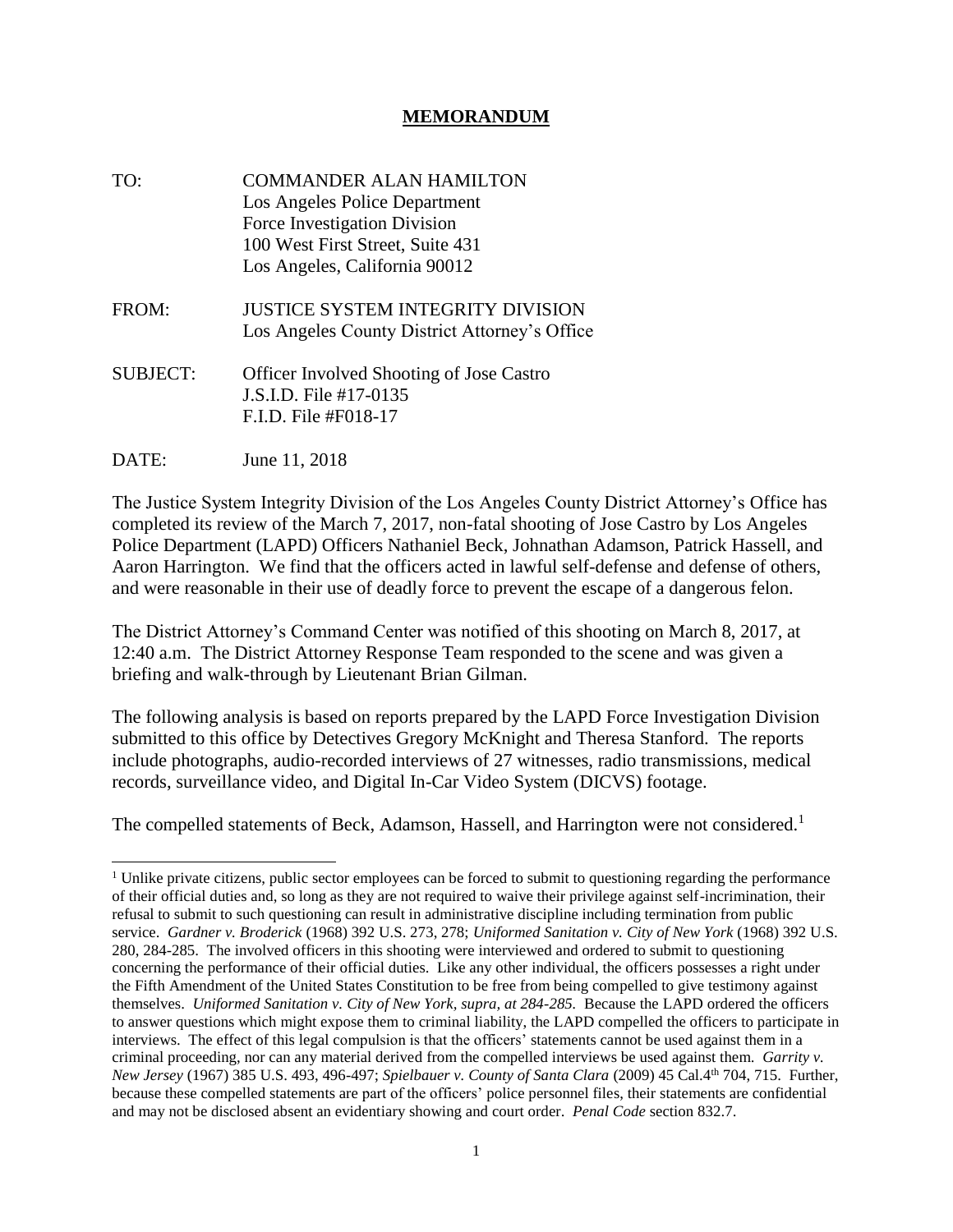# MEMORANDUM

TO: COMMANDER ALAN HAMILTON
Los Angeles Police Department
Force Investigation Division
100 West First Street, Suite 431
Los Angeles, California 90012

FROM: JUSTICE SYSTEM INTEGRITY DIVISION
Los Angeles County District Attorney's Office

SUBJECT: Officer Involved Shooting of Jose Castro
J.S.I.D. File #17-0135
F.I.D. File #F018-17

DATE: June 11, 2018

The Justice System Integrity Division of the Los Angeles County District Attorney's Office has completed its review of the March 7, 2017, non-fatal shooting of Jose Castro by Los Angeles Police Department (LAPD) Officers Nathaniel Beck, Johnathan Adamson, Patrick Hassell, and Aaron Harrington. We find that the officers acted in lawful self-defense and defense of others, and were reasonable in their use of deadly force to prevent the escape of a dangerous felon.

The District Attorney's Command Center was notified of this shooting on March 8, 2017, at 12:40 a.m. The District Attorney Response Team responded to the scene and was given a briefing and walk-through by Lieutenant Brian Gilman.

The following analysis is based on reports prepared by the LAPD Force Investigation Division submitted to this office by Detectives Gregory McKnight and Theresa Stanford. The reports include photographs, audio-recorded interviews of 27 witnesses, radio transmissions, medical records, surveillance video, and Digital In-Car Video System (DICVS) footage.

The compelled statements of Beck, Adamson, Hassell, and Harrington were not considered.[1]

---

[1] Unlike private citizens, public sector employees can be forced to submit to questioning regarding the performance of their official duties and, so long as they are not required to waive their privilege against self-incrimination, their refusal to submit to such questioning can result in administrative discipline including termination from public service. *Gardner v. Broderick* (1968) 392 U.S. 273, 278; *Uniformed Sanitation v. City of New York* (1968) 392 U.S. 280, 284-285. The involved officers in this shooting were interviewed and ordered to submit to questioning concerning the performance of their official duties. Like any other individual, the officers possesses a right under the Fifth Amendment of the United States Constitution to be free from being compelled to give testimony against themselves. *Uniformed Sanitation v. City of New York, supra, at 284-285.* Because the LAPD ordered the officers to answer questions which might expose them to criminal liability, the LAPD compelled the officers to participate in interviews. The effect of this legal compulsion is that the officers' statements cannot be used against them in a criminal proceeding, nor can any material derived from the compelled interviews be used against them. *Garrity v. New Jersey* (1967) 385 U.S. 493, 496-497; *Spielbauer v. County of Santa Clara* (2009) 45 Cal.4th 704, 715. Further, because these compelled statements are part of the officers' police personnel files, their statements are confidential and may not be disclosed absent an evidentiary showing and court order. *Penal Code* section 832.7.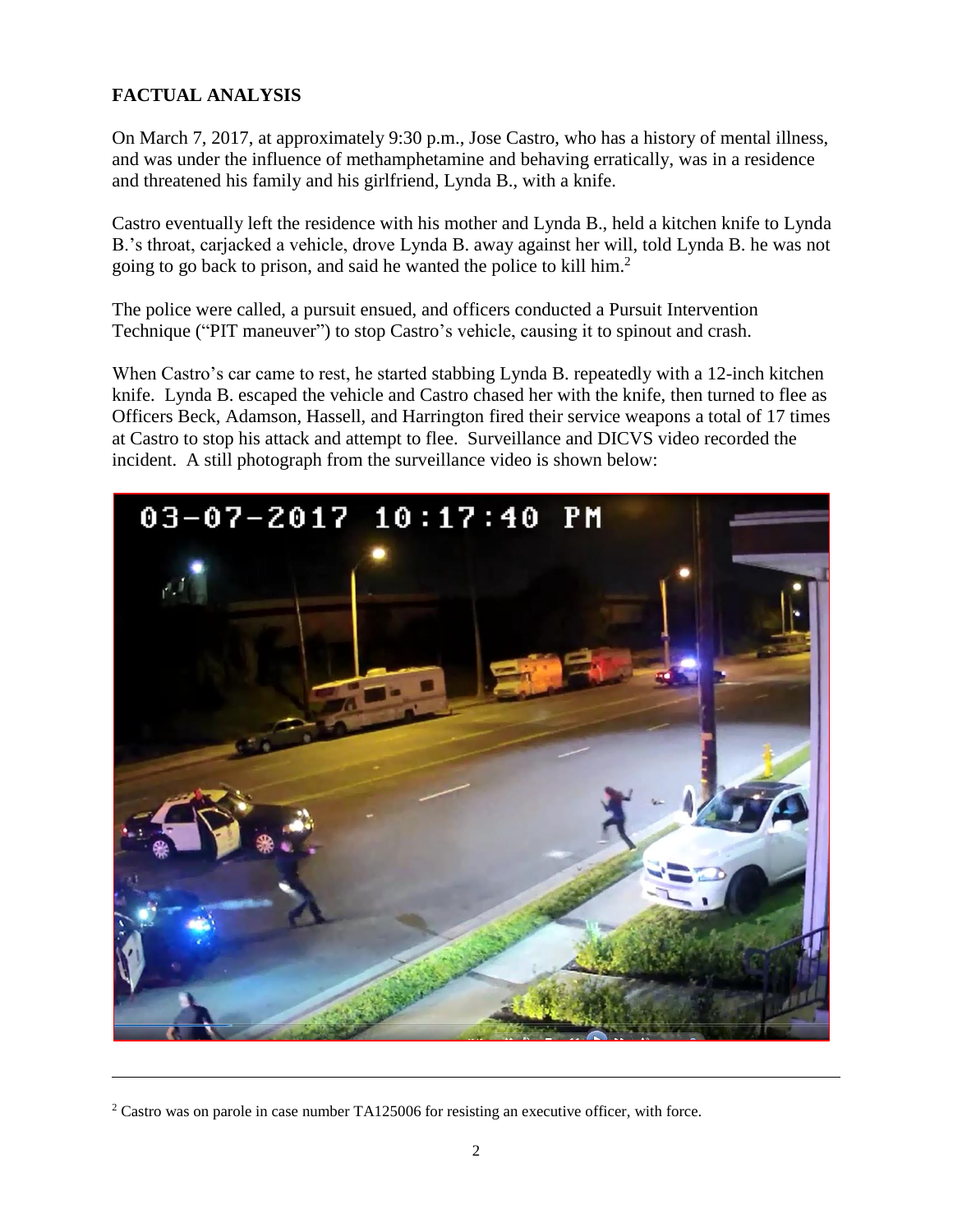## FACTUAL ANALYSIS

On March 7, 2017, at approximately 9:30 p.m., Jose Castro, who has a history of mental illness, and was under the influence of methamphetamine and behaving erratically, was in a residence and threatened his family and his girlfriend, Lynda B., with a knife.

Castro eventually left the residence with his mother and Lynda B., held a kitchen knife to Lynda B.'s throat, carjacked a vehicle, drove Lynda B. away against her will, told Lynda B. he was not going to go back to prison, and said he wanted the police to kill him.[2]

The police were called, a pursuit ensued, and officers conducted a Pursuit Intervention Technique ("PIT maneuver") to stop Castro's vehicle, causing it to spinout and crash.

When Castro's car came to rest, he started stabbing Lynda B. repeatedly with a 12-inch kitchen knife. Lynda B. escaped the vehicle and Castro chased her with the knife, then turned to flee as Officers Beck, Adamson, Hassell, and Harrington fired their service weapons a total of 17 times at Castro to stop his attack and attempt to flee. Surveillance and DICVS video recorded the incident. A still photograph from the surveillance video is shown below:

---

[2] Castro was on parole in case number TA125006 for resisting an executive officer, with force.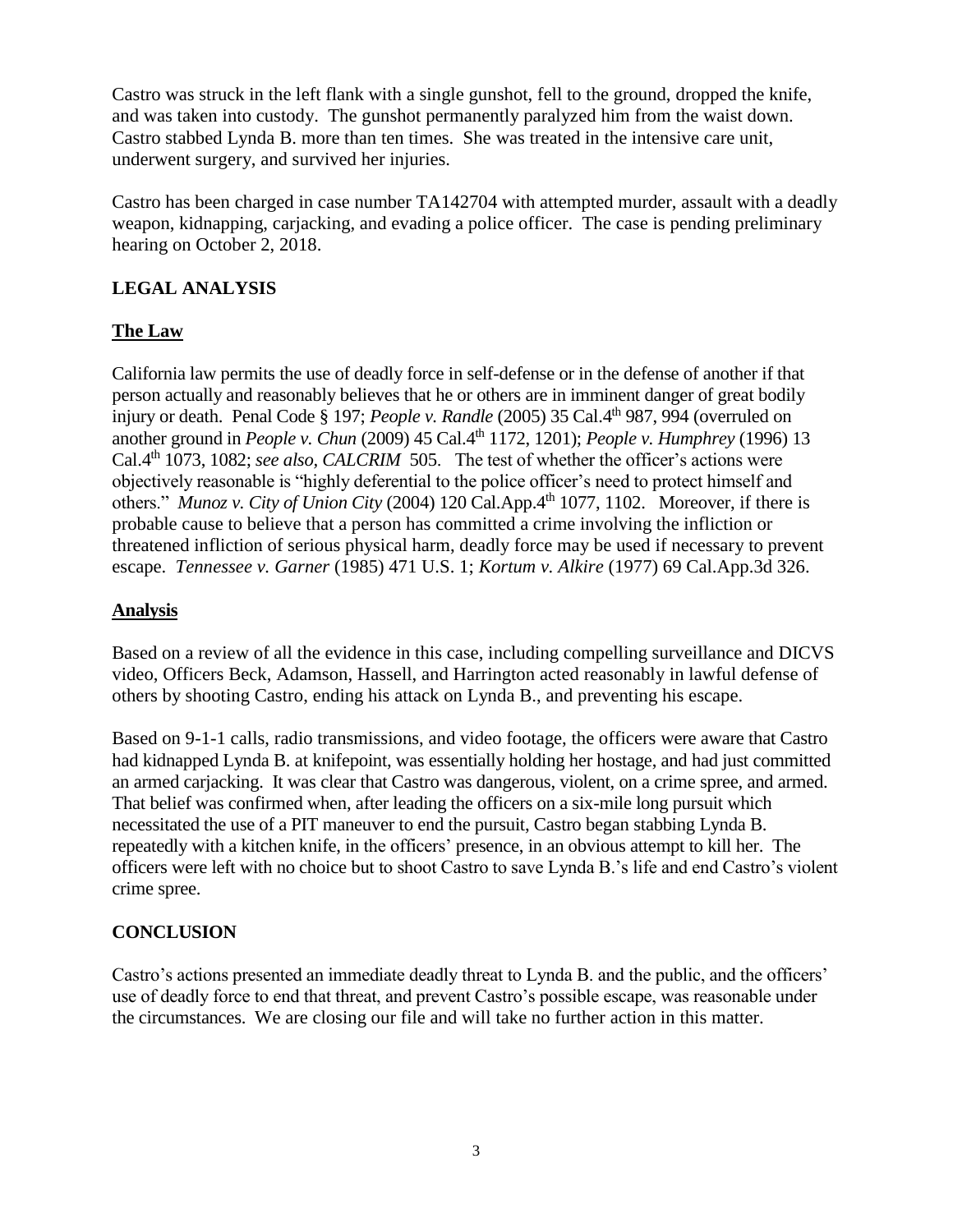Castro was struck in the left flank with a single gunshot, fell to the ground, dropped the knife, and was taken into custody. The gunshot permanently paralyzed him from the waist down. Castro stabbed Lynda B. more than ten times. She was treated in the intensive care unit, underwent surgery, and survived her injuries.

Castro has been charged in case number TA142704 with attempted murder, assault with a deadly weapon, kidnapping, carjacking, and evading a police officer. The case is pending preliminary hearing on October 2, 2018.

## LEGAL ANALYSIS

### The Law

California law permits the use of deadly force in self-defense or in the defense of another if that person actually and reasonably believes that he or others are in imminent danger of great bodily injury or death. Penal Code § 197; *People v. Randle* (2005) 35 Cal.4th 987, 994 (overruled on another ground in *People v. Chun* (2009) 45 Cal.4th 1172, 1201); *People v. Humphrey* (1996) 13 Cal.4th 1073, 1082; *see also, CALCRIM* 505. The test of whether the officer's actions were objectively reasonable is "highly deferential to the police officer's need to protect himself and others." *Munoz v. City of Union City* (2004) 120 Cal.App.4th 1077, 1102. Moreover, if there is probable cause to believe that a person has committed a crime involving the infliction or threatened infliction of serious physical harm, deadly force may be used if necessary to prevent escape. *Tennessee v. Garner* (1985) 471 U.S. 1; *Kortum v. Alkire* (1977) 69 Cal.App.3d 326.

### Analysis

Based on a review of all the evidence in this case, including compelling surveillance and DICVS video, Officers Beck, Adamson, Hassell, and Harrington acted reasonably in lawful defense of others by shooting Castro, ending his attack on Lynda B., and preventing his escape.

Based on 9-1-1 calls, radio transmissions, and video footage, the officers were aware that Castro had kidnapped Lynda B. at knifepoint, was essentially holding her hostage, and had just committed an armed carjacking. It was clear that Castro was dangerous, violent, on a crime spree, and armed. That belief was confirmed when, after leading the officers on a six-mile long pursuit which necessitated the use of a PIT maneuver to end the pursuit, Castro began stabbing Lynda B. repeatedly with a kitchen knife, in the officers' presence, in an obvious attempt to kill her. The officers were left with no choice but to shoot Castro to save Lynda B.'s life and end Castro's violent crime spree.

## CONCLUSION

Castro's actions presented an immediate deadly threat to Lynda B. and the public, and the officers' use of deadly force to end that threat, and prevent Castro's possible escape, was reasonable under the circumstances. We are closing our file and will take no further action in this matter.